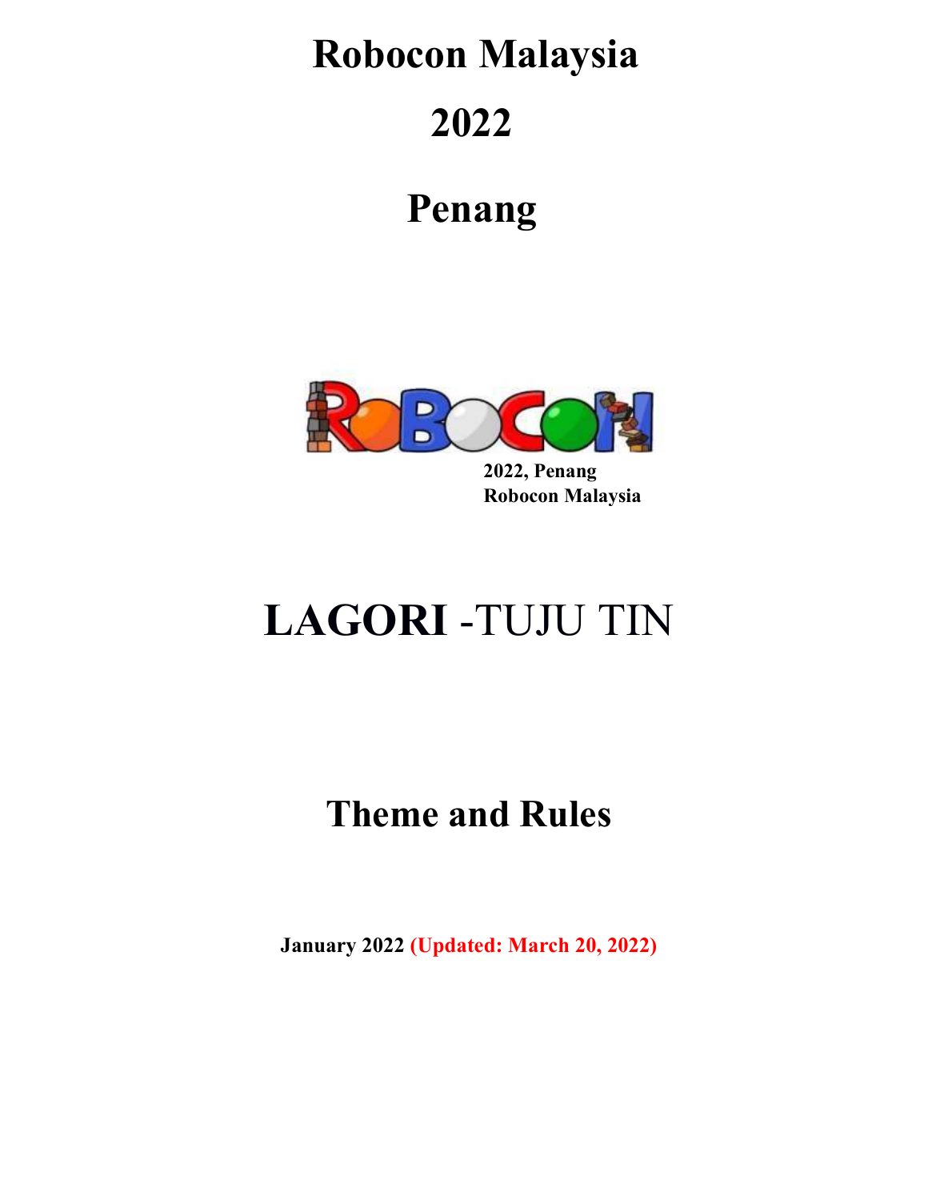# Robocon Malaysia

# 2022

# Penang

2022, Penang
Robocon Malaysia

# LAGORI -TUJU TIN

# Theme and Rules

**January 2022 (Updated: March 20, 2022)**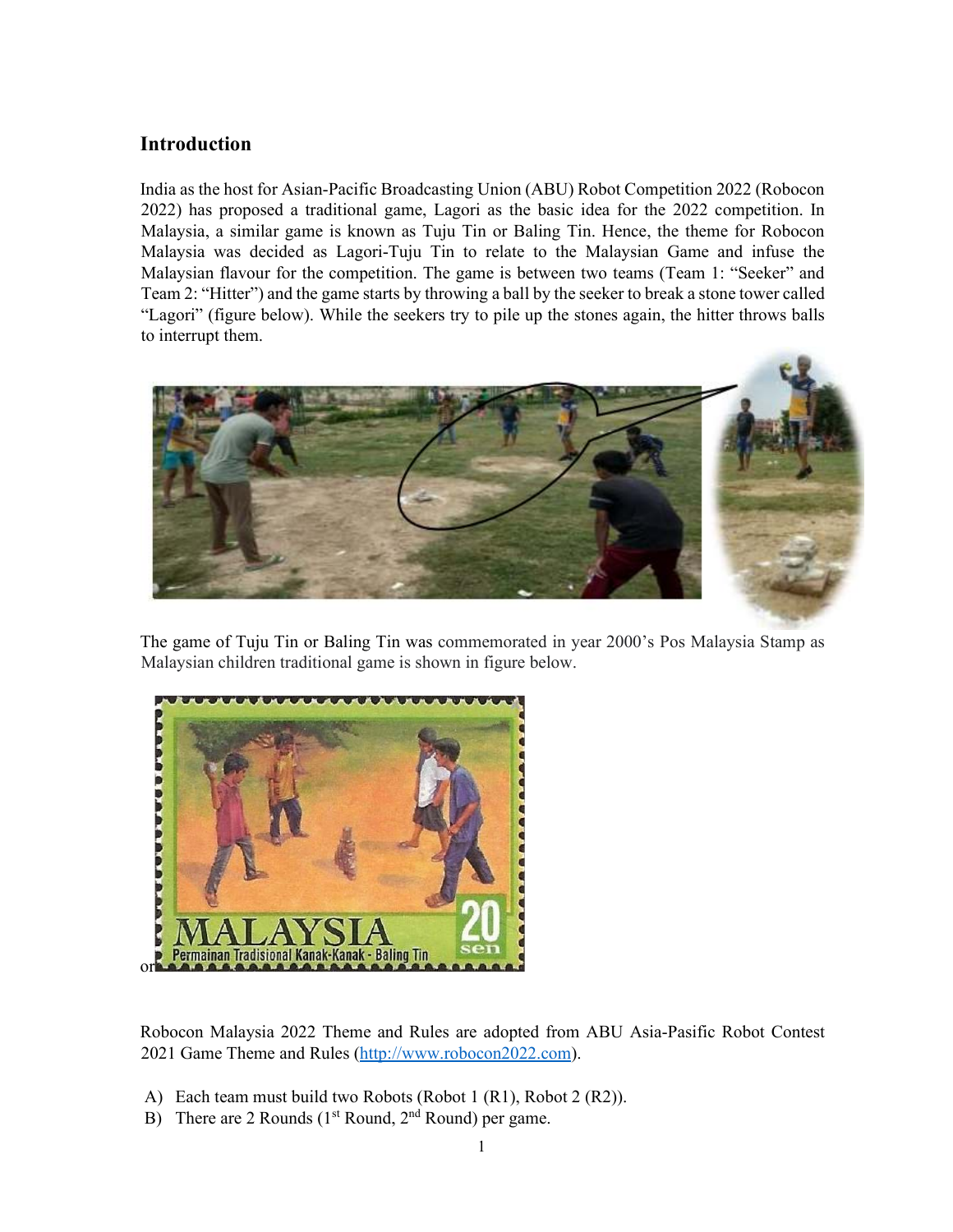## Introduction

India as the host for Asian-Pacific Broadcasting Union (ABU) Robot Competition 2022 (Robocon 2022) has proposed a traditional game, Lagori as the basic idea for the 2022 competition. In Malaysia, a similar game is known as Tuju Tin or Baling Tin. Hence, the theme for Robocon Malaysia was decided as Lagori-Tuju Tin to relate to the Malaysian Game and infuse the Malaysian flavour for the competition. The game is between two teams (Team 1: "Seeker" and Team 2: "Hitter") and the game starts by throwing a ball by the seeker to break a stone tower called "Lagori" (figure below). While the seekers try to pile up the stones again, the hitter throws balls to interrupt them.

The game of Tuju Tin or Baling Tin was commemorated in year 2000's Pos Malaysia Stamp as Malaysian children traditional game is shown in figure below.

or

Robocon Malaysia 2022 Theme and Rules are adopted from ABU Asia-Pasific Robot Contest 2021 Game Theme and Rules (http://www.robocon2022.com).

A) Each team must build two Robots (Robot 1 (R1), Robot 2 (R2)).
B) There are 2 Rounds (1st Round, 2nd Round) per game.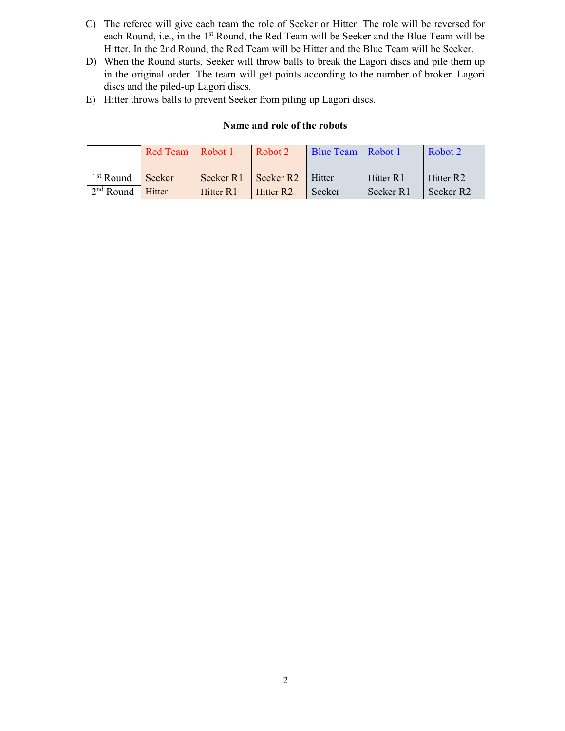C) The referee will give each team the role of Seeker or Hitter. The role will be reversed for each Round, i.e., in the 1st Round, the Red Team will be Seeker and the Blue Team will be Hitter. In the 2nd Round, the Red Team will be Hitter and the Blue Team will be Seeker.

D) When the Round starts, Seeker will throw balls to break the Lagori discs and pile them up in the original order. The team will get points according to the number of broken Lagori discs and the piled-up Lagori discs.

E) Hitter throws balls to prevent Seeker from piling up Lagori discs.

**Name and role of the robots**

| | Red Team | Robot 1 | Robot 2 | Blue Team | Robot 1 | Robot 2 |
|---|---|---|---|---|---|---|
| 1st Round | Seeker | Seeker R1 | Seeker R2 | Hitter | Hitter R1 | Hitter R2 |
| 2nd Round | Hitter | Hitter R1 | Hitter R2 | Seeker | Seeker R1 | Seeker R2 |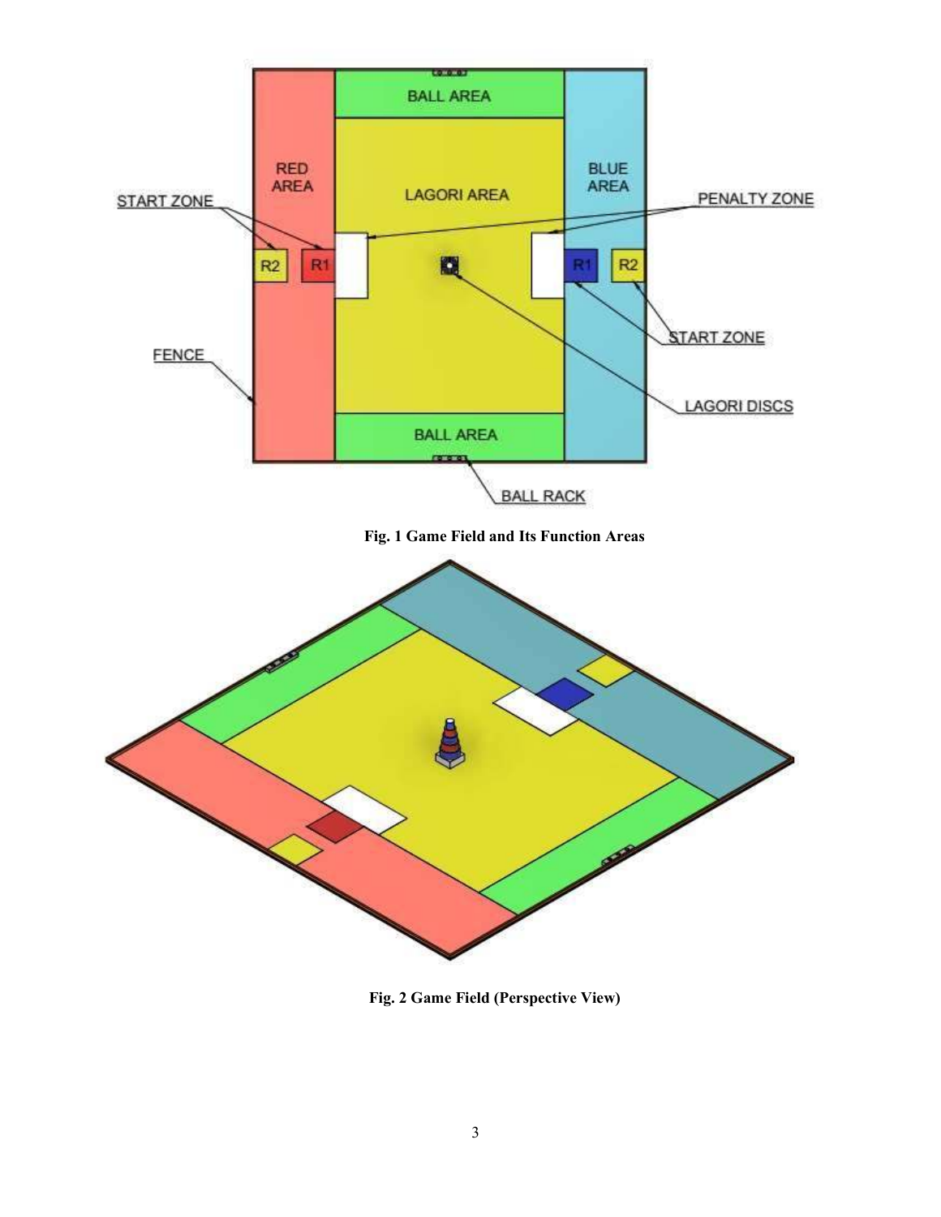Fig. 1 Game Field and Its Function Areas

Fig. 2 Game Field (Perspective View)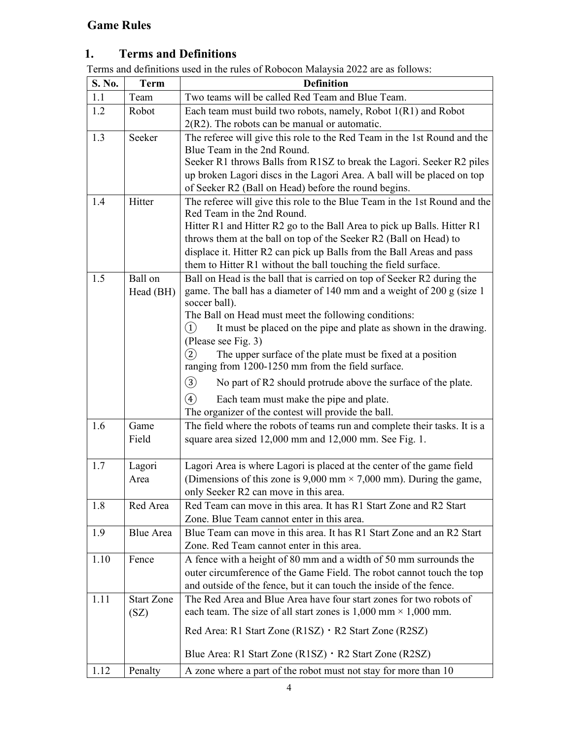# Game Rules

## 1. Terms and Definitions

Terms and definitions used in the rules of Robocon Malaysia 2022 are as follows:

| S. No. | Term | Definition |
|---|---|---|
| 1.1 | Team | Two teams will be called Red Team and Blue Team. |
| 1.2 | Robot | Each team must build two robots, namely, Robot 1(R1) and Robot 2(R2). The robots can be manual or automatic. |
| 1.3 | Seeker | The referee will give this role to the Red Team in the 1st Round and the Blue Team in the 2nd Round.<br>Seeker R1 throws Balls from R1SZ to break the Lagori. Seeker R2 piles up broken Lagori discs in the Lagori Area. A ball will be placed on top of Seeker R2 (Ball on Head) before the round begins. |
| 1.4 | Hitter | The referee will give this role to the Blue Team in the 1st Round and the Red Team in the 2nd Round.<br>Hitter R1 and Hitter R2 go to the Ball Area to pick up Balls. Hitter R1 throws them at the ball on top of the Seeker R2 (Ball on Head) to displace it. Hitter R2 can pick up Balls from the Ball Areas and pass them to Hitter R1 without the ball touching the field surface. |
| 1.5 | Ball on Head (BH) | Ball on Head is the ball that is carried on top of Seeker R2 during the game. The ball has a diameter of 140 mm and a weight of 200 g (size 1 soccer ball).<br>The Ball on Head must meet the following conditions:<br>① It must be placed on the pipe and plate as shown in the drawing. (Please see Fig. 3)<br>② The upper surface of the plate must be fixed at a position ranging from 1200-1250 mm from the field surface.<br>③ No part of R2 should protrude above the surface of the plate.<br>④ Each team must make the pipe and plate.<br>The organizer of the contest will provide the ball. |
| 1.6 | Game Field | The field where the robots of teams run and complete their tasks. It is a square area sized 12,000 mm and 12,000 mm. See Fig. 1. |
| 1.7 | Lagori Area | Lagori Area is where Lagori is placed at the center of the game field (Dimensions of this zone is 9,000 mm × 7,000 mm). During the game, only Seeker R2 can move in this area. |
| 1.8 | Red Area | Red Team can move in this area. It has R1 Start Zone and R2 Start Zone. Blue Team cannot enter in this area. |
| 1.9 | Blue Area | Blue Team can move in this area. It has R1 Start Zone and an R2 Start Zone. Red Team cannot enter in this area. |
| 1.10 | Fence | A fence with a height of 80 mm and a width of 50 mm surrounds the outer circumference of the Game Field. The robot cannot touch the top and outside of the fence, but it can touch the inside of the fence. |
| 1.11 | Start Zone (SZ) | The Red Area and Blue Area have four start zones for two robots of each team. The size of all start zones is 1,000 mm × 1,000 mm.<br>Red Area: R1 Start Zone (R1SZ)・R2 Start Zone (R2SZ)<br>Blue Area: R1 Start Zone (R1SZ)・R2 Start Zone (R2SZ) |
| 1.12 | Penalty | A zone where a part of the robot must not stay for more than 10 |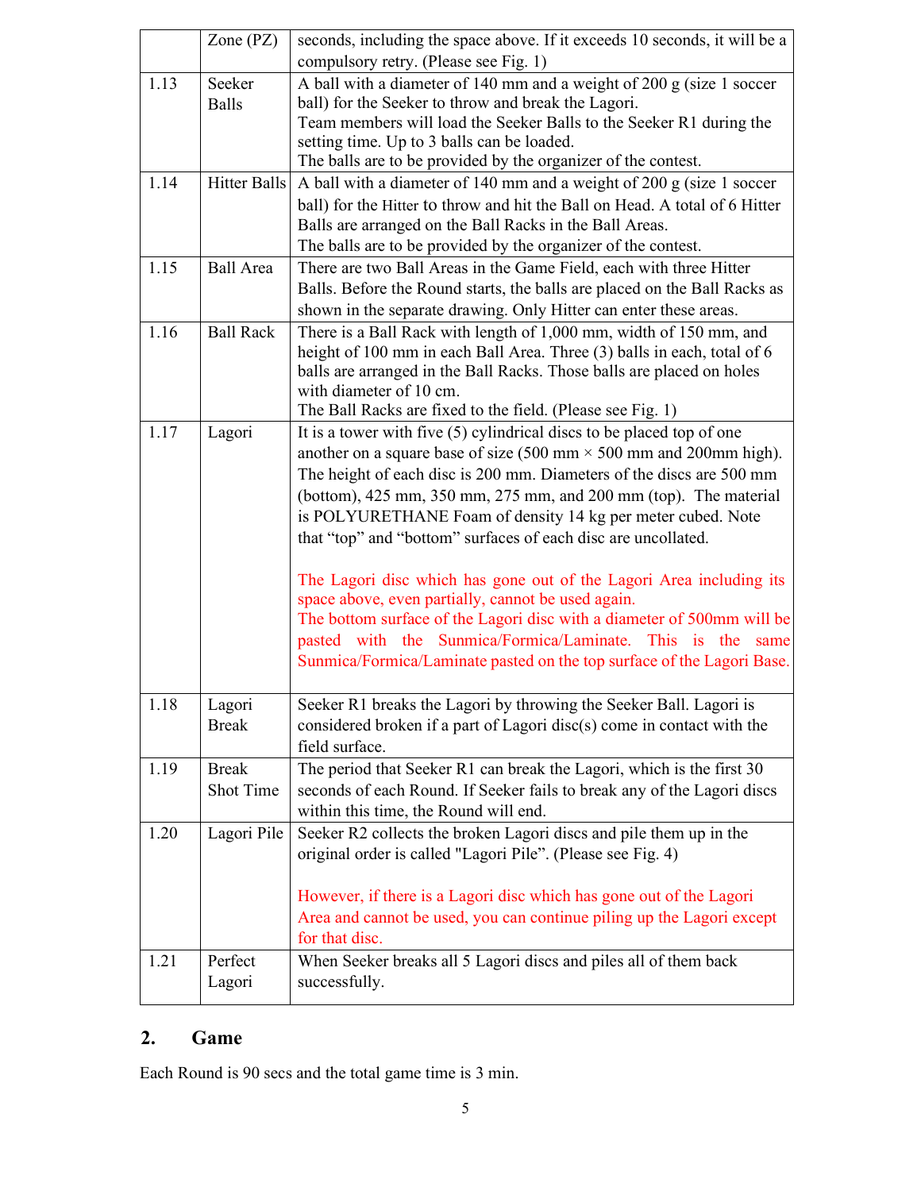| | | |
|---|---|---|
| | Zone (PZ) | seconds, including the space above. If it exceeds 10 seconds, it will be a compulsory retry. (Please see Fig. 1) |
| 1.13 | Seeker Balls | A ball with a diameter of 140 mm and a weight of 200 g (size 1 soccer ball) for the Seeker to throw and break the Lagori.<br>Team members will load the Seeker Balls to the Seeker R1 during the setting time. Up to 3 balls can be loaded.<br>The balls are to be provided by the organizer of the contest. |
| 1.14 | Hitter Balls | A ball with a diameter of 140 mm and a weight of 200 g (size 1 soccer ball) for the Hitter to throw and hit the Ball on Head. A total of 6 Hitter Balls are arranged on the Ball Racks in the Ball Areas.<br>The balls are to be provided by the organizer of the contest. |
| 1.15 | Ball Area | There are two Ball Areas in the Game Field, each with three Hitter Balls. Before the Round starts, the balls are placed on the Ball Racks as shown in the separate drawing. Only Hitter can enter these areas. |
| 1.16 | Ball Rack | There is a Ball Rack with length of 1,000 mm, width of 150 mm, and height of 100 mm in each Ball Area. Three (3) balls in each, total of 6 balls are arranged in the Ball Racks. Those balls are placed on holes with diameter of 10 cm.<br>The Ball Racks are fixed to the field. (Please see Fig. 1) |
| 1.17 | Lagori | It is a tower with five (5) cylindrical discs to be placed top of one another on a square base of size (500 mm × 500 mm and 200mm high). The height of each disc is 200 mm. Diameters of the discs are 500 mm (bottom), 425 mm, 350 mm, 275 mm, and 200 mm (top). The material is POLYURETHANE Foam of density 14 kg per meter cubed. Note that "top" and "bottom" surfaces of each disc are uncollated.<br><br>The Lagori disc which has gone out of the Lagori Area including its space above, even partially, cannot be used again.<br>The bottom surface of the Lagori disc with a diameter of 500mm will be pasted with the Sunmica/Formica/Laminate. This is the same Sunmica/Formica/Laminate pasted on the top surface of the Lagori Base. |
| 1.18 | Lagori Break | Seeker R1 breaks the Lagori by throwing the Seeker Ball. Lagori is considered broken if a part of Lagori disc(s) come in contact with the field surface. |
| 1.19 | Break Shot Time | The period that Seeker R1 can break the Lagori, which is the first 30 seconds of each Round. If Seeker fails to break any of the Lagori discs within this time, the Round will end. |
| 1.20 | Lagori Pile | Seeker R2 collects the broken Lagori discs and pile them up in the original order is called "Lagori Pile". (Please see Fig. 4)<br><br>However, if there is a Lagori disc which has gone out of the Lagori Area and cannot be used, you can continue piling up the Lagori except for that disc. |
| 1.21 | Perfect Lagori | When Seeker breaks all 5 Lagori discs and piles all of them back successfully. |

## 2. Game

Each Round is 90 secs and the total game time is 3 min.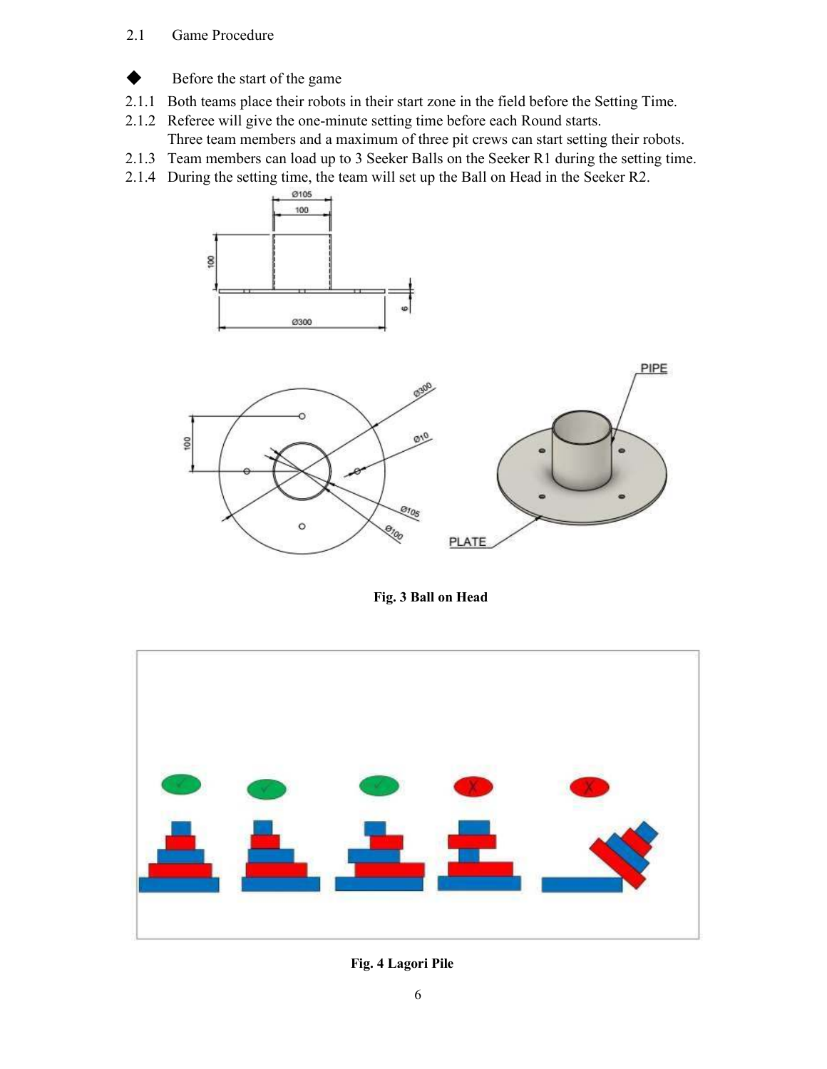## 2.1 Game Procedure

◆ Before the start of the game

2.1.1 Both teams place their robots in their start zone in the field before the Setting Time.

2.1.2 Referee will give the one-minute setting time before each Round starts. Three team members and a maximum of three pit crews can start setting their robots.

2.1.3 Team members can load up to 3 Seeker Balls on the Seeker R1 during the setting time.

2.1.4 During the setting time, the team will set up the Ball on Head in the Seeker R2.

**Fig. 3 Ball on Head**

**Fig. 4 Lagori Pile**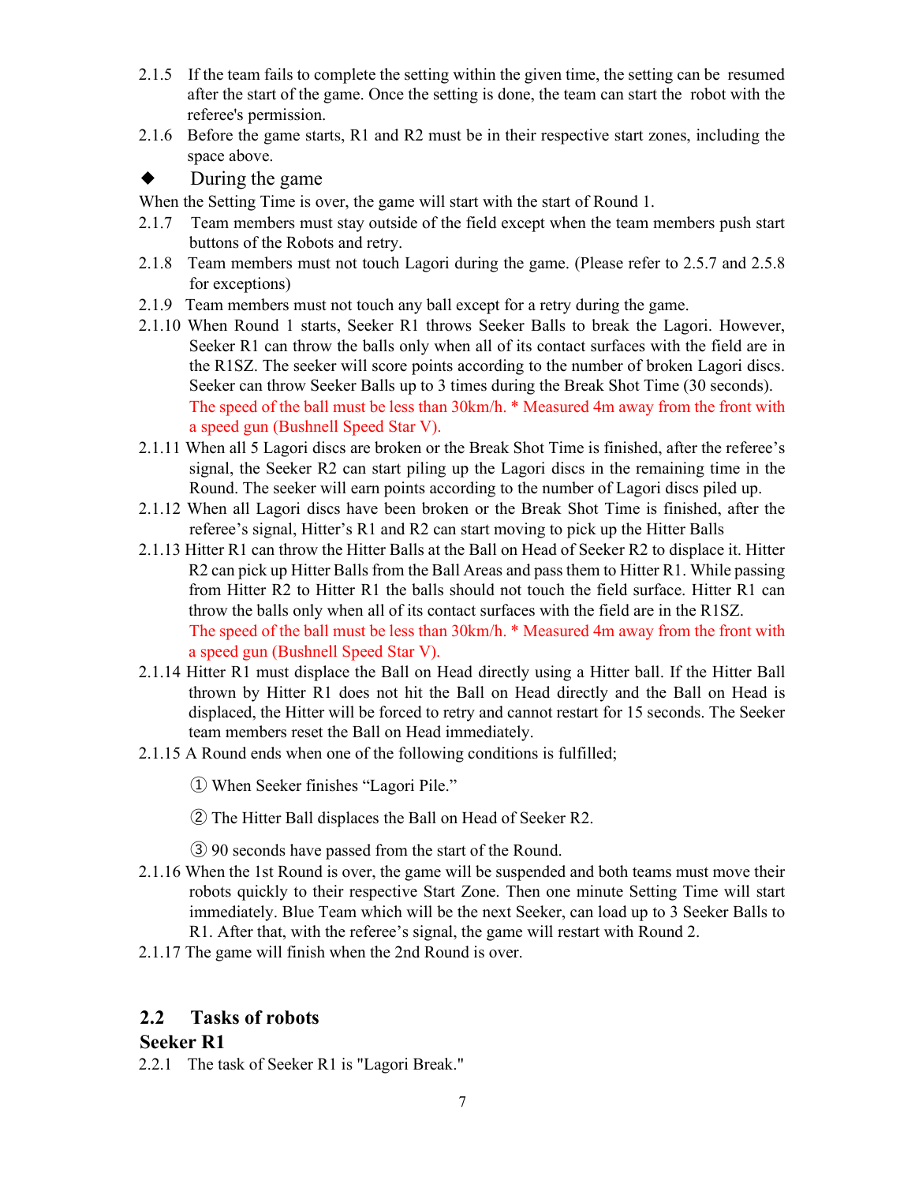2.1.5 If the team fails to complete the setting within the given time, the setting can be resumed after the start of the game. Once the setting is done, the team can start the robot with the referee's permission.

2.1.6 Before the game starts, R1 and R2 must be in their respective start zones, including the space above.

◆ During the game

When the Setting Time is over, the game will start with the start of Round 1.

2.1.7 Team members must stay outside of the field except when the team members push start buttons of the Robots and retry.

2.1.8 Team members must not touch Lagori during the game. (Please refer to 2.5.7 and 2.5.8 for exceptions)

2.1.9 Team members must not touch any ball except for a retry during the game.

2.1.10 When Round 1 starts, Seeker R1 throws Seeker Balls to break the Lagori. However, Seeker R1 can throw the balls only when all of its contact surfaces with the field are in the R1SZ. The seeker will score points according to the number of broken Lagori discs. Seeker can throw Seeker Balls up to 3 times during the Break Shot Time (30 seconds). The speed of the ball must be less than 30km/h. * Measured 4m away from the front with a speed gun (Bushnell Speed Star V).

2.1.11 When all 5 Lagori discs are broken or the Break Shot Time is finished, after the referee's signal, the Seeker R2 can start piling up the Lagori discs in the remaining time in the Round. The seeker will earn points according to the number of Lagori discs piled up.

2.1.12 When all Lagori discs have been broken or the Break Shot Time is finished, after the referee's signal, Hitter's R1 and R2 can start moving to pick up the Hitter Balls

2.1.13 Hitter R1 can throw the Hitter Balls at the Ball on Head of Seeker R2 to displace it. Hitter R2 can pick up Hitter Balls from the Ball Areas and pass them to Hitter R1. While passing from Hitter R2 to Hitter R1 the balls should not touch the field surface. Hitter R1 can throw the balls only when all of its contact surfaces with the field are in the R1SZ. The speed of the ball must be less than 30km/h. * Measured 4m away from the front with a speed gun (Bushnell Speed Star V).

2.1.14 Hitter R1 must displace the Ball on Head directly using a Hitter ball. If the Hitter Ball thrown by Hitter R1 does not hit the Ball on Head directly and the Ball on Head is displaced, the Hitter will be forced to retry and cannot restart for 15 seconds. The Seeker team members reset the Ball on Head immediately.

2.1.15 A Round ends when one of the following conditions is fulfilled;

① When Seeker finishes "Lagori Pile."

② The Hitter Ball displaces the Ball on Head of Seeker R2.

③ 90 seconds have passed from the start of the Round.

2.1.16 When the 1st Round is over, the game will be suspended and both teams must move their robots quickly to their respective Start Zone. Then one minute Setting Time will start immediately. Blue Team which will be the next Seeker, can load up to 3 Seeker Balls to R1. After that, with the referee's signal, the game will restart with Round 2.

2.1.17 The game will finish when the 2nd Round is over.

## 2.2 Tasks of robots

### Seeker R1

2.2.1 The task of Seeker R1 is "Lagori Break."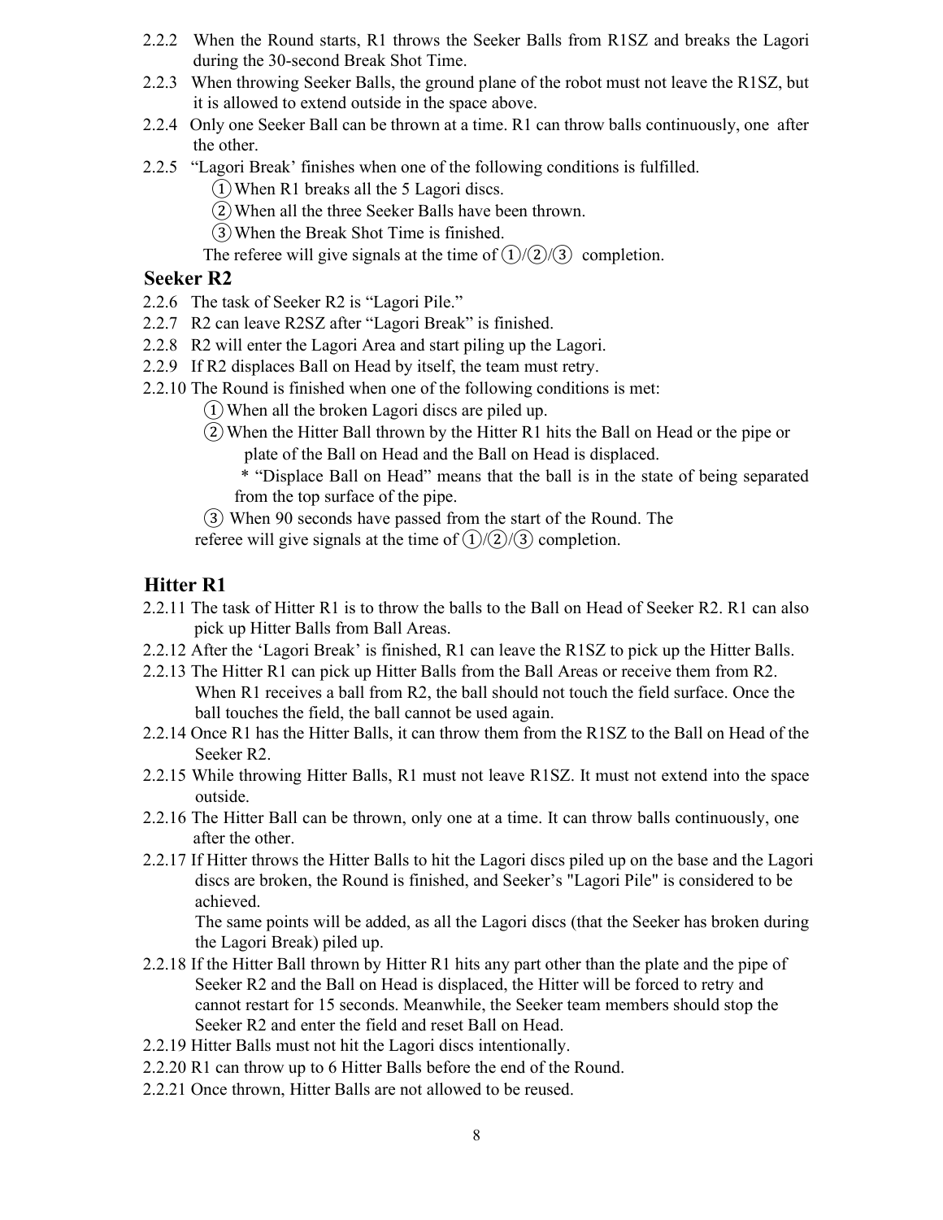2.2.2 When the Round starts, R1 throws the Seeker Balls from R1SZ and breaks the Lagori during the 30-second Break Shot Time.

2.2.3 When throwing Seeker Balls, the ground plane of the robot must not leave the R1SZ, but it is allowed to extend outside in the space above.

2.2.4 Only one Seeker Ball can be thrown at a time. R1 can throw balls continuously, one after the other.

2.2.5 "Lagori Break' finishes when one of the following conditions is fulfilled.

① When R1 breaks all the 5 Lagori discs.

② When all the three Seeker Balls have been thrown.

③ When the Break Shot Time is finished.

The referee will give signals at the time of ①/②/③ completion.

### Seeker R2

2.2.6 The task of Seeker R2 is "Lagori Pile."

2.2.7 R2 can leave R2SZ after "Lagori Break" is finished.

2.2.8 R2 will enter the Lagori Area and start piling up the Lagori.

2.2.9 If R2 displaces Ball on Head by itself, the team must retry.

2.2.10 The Round is finished when one of the following conditions is met:

① When all the broken Lagori discs are piled up.

② When the Hitter Ball thrown by the Hitter R1 hits the Ball on Head or the pipe or plate of the Ball on Head and the Ball on Head is displaced.

* "Displace Ball on Head" means that the ball is in the state of being separated from the top surface of the pipe.

③ When 90 seconds have passed from the start of the Round. The referee will give signals at the time of ①/②/③ completion.

### Hitter R1

2.2.11 The task of Hitter R1 is to throw the balls to the Ball on Head of Seeker R2. R1 can also pick up Hitter Balls from Ball Areas.

2.2.12 After the 'Lagori Break' is finished, R1 can leave the R1SZ to pick up the Hitter Balls.

2.2.13 The Hitter R1 can pick up Hitter Balls from the Ball Areas or receive them from R2. When R1 receives a ball from R2, the ball should not touch the field surface. Once the ball touches the field, the ball cannot be used again.

2.2.14 Once R1 has the Hitter Balls, it can throw them from the R1SZ to the Ball on Head of the Seeker R2.

2.2.15 While throwing Hitter Balls, R1 must not leave R1SZ. It must not extend into the space outside.

2.2.16 The Hitter Ball can be thrown, only one at a time. It can throw balls continuously, one after the other.

2.2.17 If Hitter throws the Hitter Balls to hit the Lagori discs piled up on the base and the Lagori discs are broken, the Round is finished, and Seeker's "Lagori Pile" is considered to be achieved.

The same points will be added, as all the Lagori discs (that the Seeker has broken during the Lagori Break) piled up.

2.2.18 If the Hitter Ball thrown by Hitter R1 hits any part other than the plate and the pipe of Seeker R2 and the Ball on Head is displaced, the Hitter will be forced to retry and cannot restart for 15 seconds. Meanwhile, the Seeker team members should stop the Seeker R2 and enter the field and reset Ball on Head.

2.2.19 Hitter Balls must not hit the Lagori discs intentionally.

2.2.20 R1 can throw up to 6 Hitter Balls before the end of the Round.

2.2.21 Once thrown, Hitter Balls are not allowed to be reused.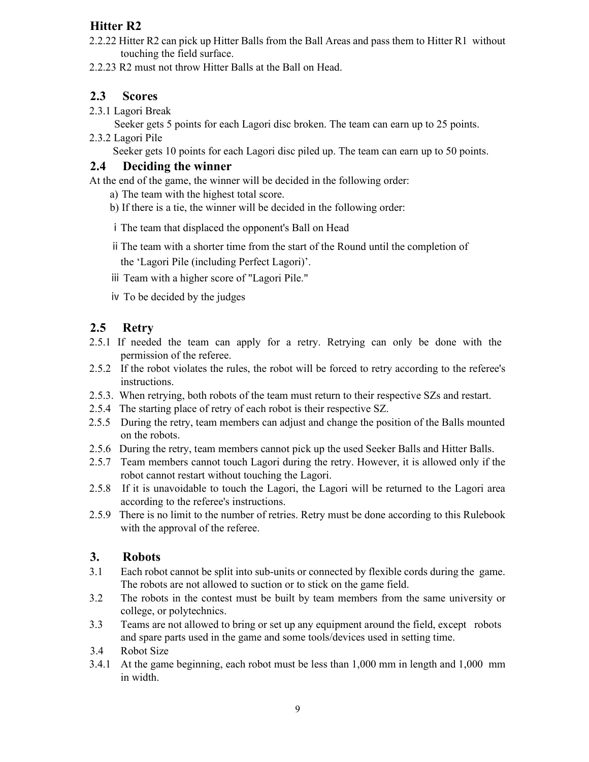### Hitter R2

2.2.22 Hitter R2 can pick up Hitter Balls from the Ball Areas and pass them to Hitter R1 without touching the field surface.

2.2.23 R2 must not throw Hitter Balls at the Ball on Head.

## 2.3 Scores

2.3.1 Lagori Break

Seeker gets 5 points for each Lagori disc broken. The team can earn up to 25 points.

2.3.2 Lagori Pile

Seeker gets 10 points for each Lagori disc piled up. The team can earn up to 50 points.

## 2.4 Deciding the winner

At the end of the game, the winner will be decided in the following order:

a) The team with the highest total score.

b) If there is a tie, the winner will be decided in the following order:

ⅰ The team that displaced the opponent's Ball on Head

ⅱ The team with a shorter time from the start of the Round until the completion of the 'Lagori Pile (including Perfect Lagori)'.

ⅲ Team with a higher score of "Lagori Pile."

ⅳ To be decided by the judges

## 2.5 Retry

2.5.1 If needed the team can apply for a retry. Retrying can only be done with the permission of the referee.

2.5.2 If the robot violates the rules, the robot will be forced to retry according to the referee's instructions.

2.5.3. When retrying, both robots of the team must return to their respective SZs and restart.

2.5.4 The starting place of retry of each robot is their respective SZ.

2.5.5 During the retry, team members can adjust and change the position of the Balls mounted on the robots.

2.5.6 During the retry, team members cannot pick up the used Seeker Balls and Hitter Balls.

2.5.7 Team members cannot touch Lagori during the retry. However, it is allowed only if the robot cannot restart without touching the Lagori.

2.5.8 If it is unavoidable to touch the Lagori, the Lagori will be returned to the Lagori area according to the referee's instructions.

2.5.9 There is no limit to the number of retries. Retry must be done according to this Rulebook with the approval of the referee.

# 3. Robots

3.1 Each robot cannot be split into sub-units or connected by flexible cords during the game. The robots are not allowed to suction or to stick on the game field.

3.2 The robots in the contest must be built by team members from the same university or college, or polytechnics.

3.3 Teams are not allowed to bring or set up any equipment around the field, except robots and spare parts used in the game and some tools/devices used in setting time.

3.4 Robot Size

3.4.1 At the game beginning, each robot must be less than 1,000 mm in length and 1,000 mm in width.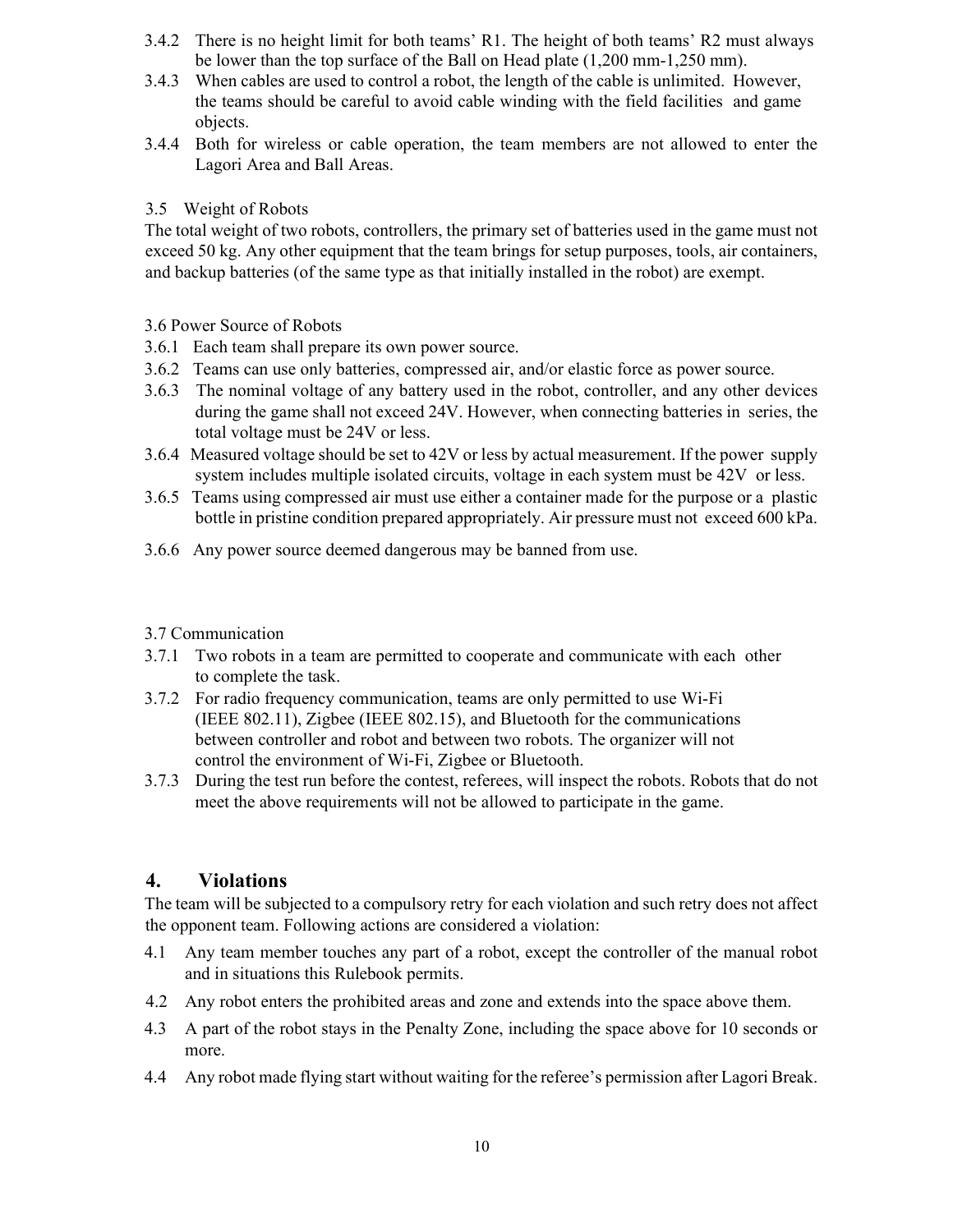3.4.2 There is no height limit for both teams' R1. The height of both teams' R2 must always be lower than the top surface of the Ball on Head plate (1,200 mm-1,250 mm).

3.4.3 When cables are used to control a robot, the length of the cable is unlimited. However, the teams should be careful to avoid cable winding with the field facilities and game objects.

3.4.4 Both for wireless or cable operation, the team members are not allowed to enter the Lagori Area and Ball Areas.

### 3.5 Weight of Robots

The total weight of two robots, controllers, the primary set of batteries used in the game must not exceed 50 kg. Any other equipment that the team brings for setup purposes, tools, air containers, and backup batteries (of the same type as that initially installed in the robot) are exempt.

### 3.6 Power Source of Robots

3.6.1 Each team shall prepare its own power source.

3.6.2 Teams can use only batteries, compressed air, and/or elastic force as power source.

3.6.3 The nominal voltage of any battery used in the robot, controller, and any other devices during the game shall not exceed 24V. However, when connecting batteries in series, the total voltage must be 24V or less.

3.6.4 Measured voltage should be set to 42V or less by actual measurement. If the power supply system includes multiple isolated circuits, voltage in each system must be 42V or less.

3.6.5 Teams using compressed air must use either a container made for the purpose or a plastic bottle in pristine condition prepared appropriately. Air pressure must not exceed 600 kPa.

3.6.6 Any power source deemed dangerous may be banned from use.

### 3.7 Communication

3.7.1 Two robots in a team are permitted to cooperate and communicate with each other to complete the task.

3.7.2 For radio frequency communication, teams are only permitted to use Wi-Fi (IEEE 802.11), Zigbee (IEEE 802.15), and Bluetooth for the communications between controller and robot and between two robots. The organizer will not control the environment of Wi-Fi, Zigbee or Bluetooth.

3.7.3 During the test run before the contest, referees, will inspect the robots. Robots that do not meet the above requirements will not be allowed to participate in the game.

## 4. Violations

The team will be subjected to a compulsory retry for each violation and such retry does not affect the opponent team. Following actions are considered a violation:

4.1 Any team member touches any part of a robot, except the controller of the manual robot and in situations this Rulebook permits.

4.2 Any robot enters the prohibited areas and zone and extends into the space above them.

4.3 A part of the robot stays in the Penalty Zone, including the space above for 10 seconds or more.

4.4 Any robot made flying start without waiting for the referee's permission after Lagori Break.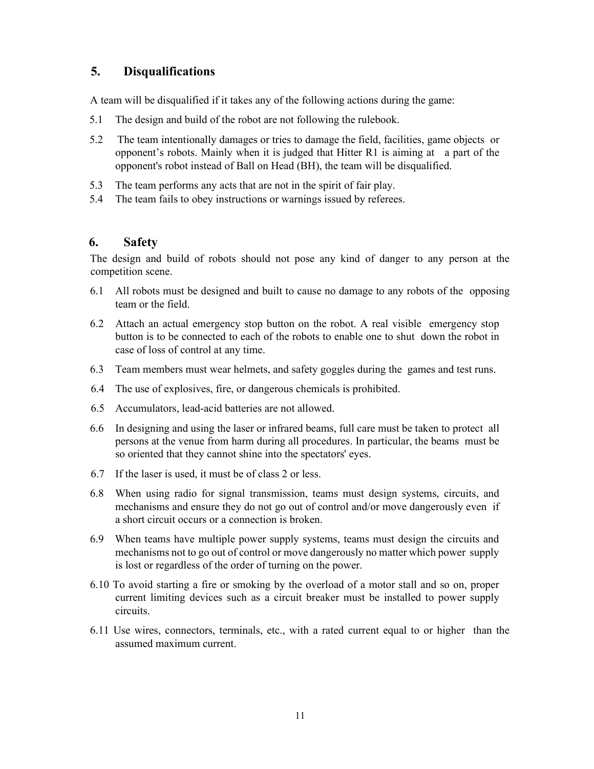## 5. Disqualifications

A team will be disqualified if it takes any of the following actions during the game:

5.1 The design and build of the robot are not following the rulebook.

5.2 The team intentionally damages or tries to damage the field, facilities, game objects or opponent's robots. Mainly when it is judged that Hitter R1 is aiming at a part of the opponent's robot instead of Ball on Head (BH), the team will be disqualified.

5.3 The team performs any acts that are not in the spirit of fair play.

5.4 The team fails to obey instructions or warnings issued by referees.

## 6. Safety

The design and build of robots should not pose any kind of danger to any person at the competition scene.

6.1 All robots must be designed and built to cause no damage to any robots of the opposing team or the field.

6.2 Attach an actual emergency stop button on the robot. A real visible emergency stop button is to be connected to each of the robots to enable one to shut down the robot in case of loss of control at any time.

6.3 Team members must wear helmets, and safety goggles during the games and test runs.

6.4 The use of explosives, fire, or dangerous chemicals is prohibited.

6.5 Accumulators, lead-acid batteries are not allowed.

6.6 In designing and using the laser or infrared beams, full care must be taken to protect all persons at the venue from harm during all procedures. In particular, the beams must be so oriented that they cannot shine into the spectators' eyes.

6.7 If the laser is used, it must be of class 2 or less.

6.8 When using radio for signal transmission, teams must design systems, circuits, and mechanisms and ensure they do not go out of control and/or move dangerously even if a short circuit occurs or a connection is broken.

6.9 When teams have multiple power supply systems, teams must design the circuits and mechanisms not to go out of control or move dangerously no matter which power supply is lost or regardless of the order of turning on the power.

6.10 To avoid starting a fire or smoking by the overload of a motor stall and so on, proper current limiting devices such as a circuit breaker must be installed to power supply circuits.

6.11 Use wires, connectors, terminals, etc., with a rated current equal to or higher than the assumed maximum current.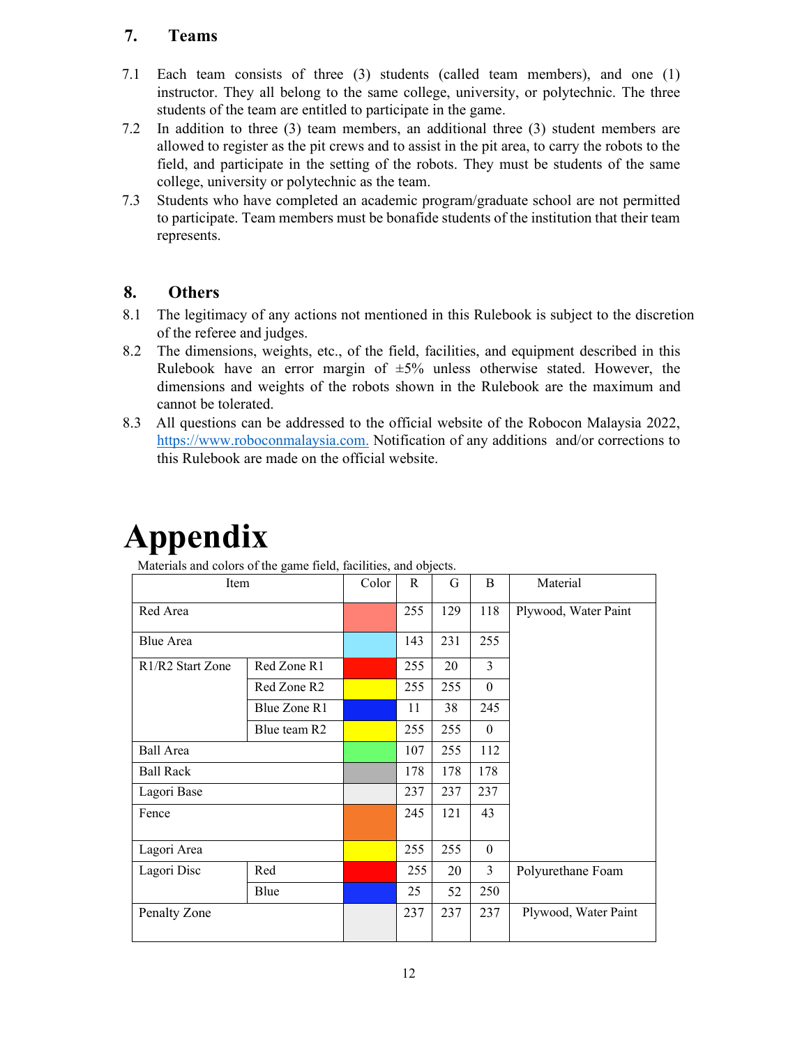## 7. Teams

7.1 Each team consists of three (3) students (called team members), and one (1) instructor. They all belong to the same college, university, or polytechnic. The three students of the team are entitled to participate in the game.

7.2 In addition to three (3) team members, an additional three (3) student members are allowed to register as the pit crews and to assist in the pit area, to carry the robots to the field, and participate in the setting of the robots. They must be students of the same college, university or polytechnic as the team.

7.3 Students who have completed an academic program/graduate school are not permitted to participate. Team members must be bonafide students of the institution that their team represents.

## 8. Others

8.1 The legitimacy of any actions not mentioned in this Rulebook is subject to the discretion of the referee and judges.

8.2 The dimensions, weights, etc., of the field, facilities, and equipment described in this Rulebook have an error margin of ±5% unless otherwise stated. However, the dimensions and weights of the robots shown in the Rulebook are the maximum and cannot be tolerated.

8.3 All questions can be addressed to the official website of the Robocon Malaysia 2022, https://www.roboconmalaysia.com. Notification of any additions and/or corrections to this Rulebook are made on the official website.

# Appendix

Materials and colors of the game field, facilities, and objects.

| Item | | Color | R | G | B | Material |
|---|---|---|---|---|---|---|
| Red Area | | | 255 | 129 | 118 | Plywood, Water Paint |
| Blue Area | | | 143 | 231 | 255 | |
| R1/R2 Start Zone | Red Zone R1 | | 255 | 20 | 3 | |
| | Red Zone R2 | | 255 | 255 | 0 | |
| | Blue Zone R1 | | 11 | 38 | 245 | |
| | Blue team R2 | | 255 | 255 | 0 | |
| Ball Area | | | 107 | 255 | 112 | |
| Ball Rack | | | 178 | 178 | 178 | |
| Lagori Base | | | 237 | 237 | 237 | |
| Fence | | | 245 | 121 | 43 | |
| Lagori Area | | | 255 | 255 | 0 | |
| Lagori Disc | Red | | 255 | 20 | 3 | Polyurethane Foam |
| | Blue | | 25 | 52 | 250 | |
| Penalty Zone | | | 237 | 237 | 237 | Plywood, Water Paint |